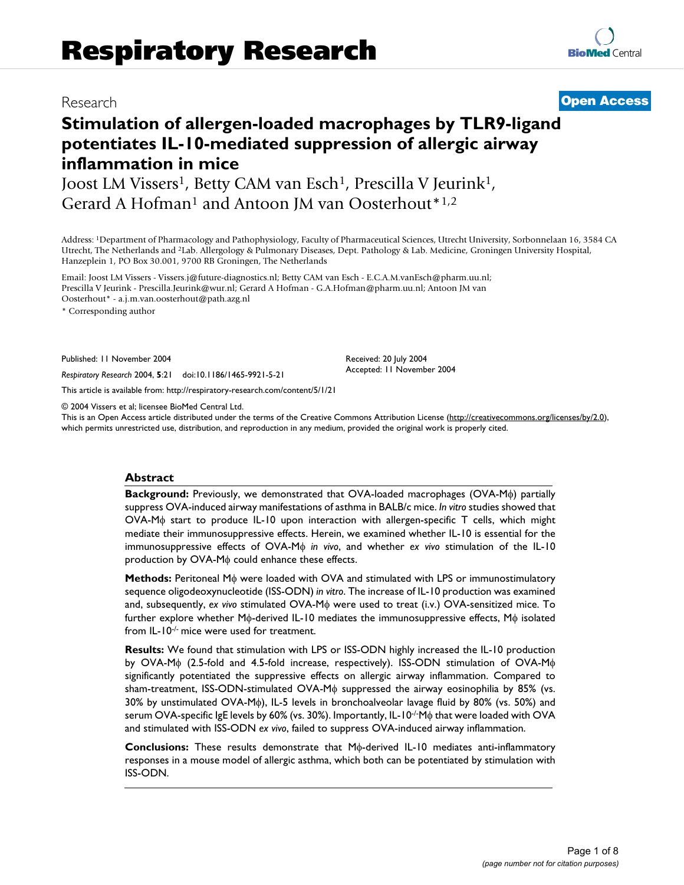Research

Open Access

# Stimulation of allergen-loaded macrophages by TLR9-ligand potentiates IL-10-mediated suppression of allergic airway inflammation in mice

Joost LM Vissers[1], Betty CAM van Esch[1], Prescilla V Jeurink[1], Gerard A Hofman[1] and Antoon JM van Oosterhout*[1,2]

Address: [1]Department of Pharmacology and Pathophysiology, Faculty of Pharmaceutical Sciences, Utrecht University, Sorbonnelaan 16, 3584 CA Utrecht, The Netherlands and [2]Lab. Allergology & Pulmonary Diseases, Dept. Pathology & Lab. Medicine, Groningen University Hospital, Hanzeplein 1, PO Box 30.001, 9700 RB Groningen, The Netherlands

Email: Joost LM Vissers - Vissers.j@future-diagnostics.nl; Betty CAM van Esch - E.C.A.M.vanEsch@pharm.uu.nl; Prescilla V Jeurink - Prescilla.Jeurink@wur.nl; Gerard A Hofman - G.A.Hofman@pharm.uu.nl; Antoon JM van Oosterhout* - a.j.m.van.oosterhout@path.azg.nl

\* Corresponding author

Published: 11 November 2004

*Respiratory Research* 2004, **5**:21 doi:10.1186/1465-9921-5-21

Received: 20 July 2004
Accepted: 11 November 2004

This article is available from: http://respiratory-research.com/content/5/1/21

© 2004 Vissers et al; licensee BioMed Central Ltd.

This is an Open Access article distributed under the terms of the Creative Commons Attribution License (http://creativecommons.org/licenses/by/2.0), which permits unrestricted use, distribution, and reproduction in any medium, provided the original work is properly cited.

## Abstract

**Background:** Previously, we demonstrated that OVA-loaded macrophages (OVA-Mϕ) partially suppress OVA-induced airway manifestations of asthma in BALB/c mice. *In vitro* studies showed that OVA-Mϕ start to produce IL-10 upon interaction with allergen-specific T cells, which might mediate their immunosuppressive effects. Herein, we examined whether IL-10 is essential for the immunosuppressive effects of OVA-Mϕ *in vivo*, and whether *ex vivo* stimulation of the IL-10 production by OVA-Mϕ could enhance these effects.

**Methods:** Peritoneal Mϕ were loaded with OVA and stimulated with LPS or immunostimulatory sequence oligodeoxynucleotide (ISS-ODN) *in vitro*. The increase of IL-10 production was examined and, subsequently, *ex vivo* stimulated OVA-Mϕ were used to treat (i.v.) OVA-sensitized mice. To further explore whether Mϕ-derived IL-10 mediates the immunosuppressive effects, Mϕ isolated from IL-10$^{-/-}$ mice were used for treatment.

**Results:** We found that stimulation with LPS or ISS-ODN highly increased the IL-10 production by OVA-Mϕ (2.5-fold and 4.5-fold increase, respectively). ISS-ODN stimulation of OVA-Mϕ significantly potentiated the suppressive effects on allergic airway inflammation. Compared to sham-treatment, ISS-ODN-stimulated OVA-Mϕ suppressed the airway eosinophilia by 85% (vs. 30% by unstimulated OVA-Mϕ), IL-5 levels in bronchoalveolar lavage fluid by 80% (vs. 50%) and serum OVA-specific IgE levels by 60% (vs. 30%). Importantly, IL-10$^{-/-}$Mϕ that were loaded with OVA and stimulated with ISS-ODN *ex vivo*, failed to suppress OVA-induced airway inflammation.

**Conclusions:** These results demonstrate that Mϕ-derived IL-10 mediates anti-inflammatory responses in a mouse model of allergic asthma, which both can be potentiated by stimulation with ISS-ODN.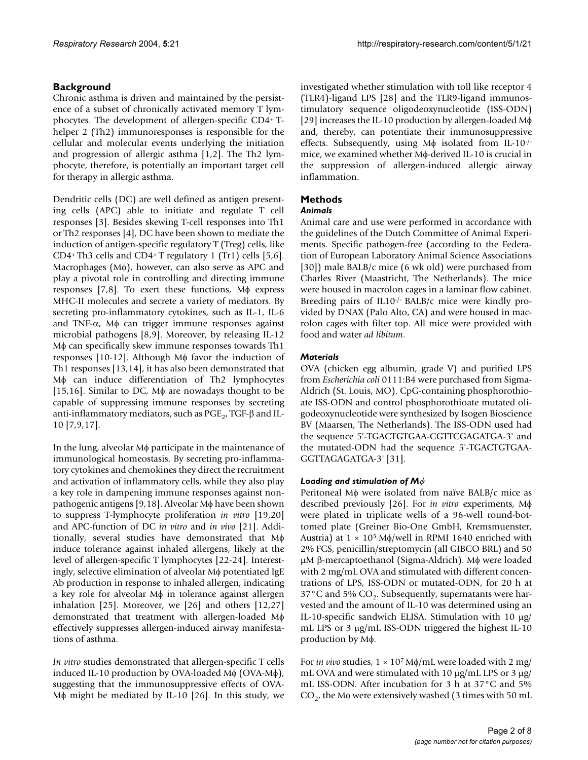## Background

Chronic asthma is driven and maintained by the persistence of a subset of chronically activated memory T lymphocytes. The development of allergen-specific CD4+ T-helper 2 (Th2) immunoresponses is responsible for the cellular and molecular events underlying the initiation and progression of allergic asthma [1,2]. The Th2 lymphocyte, therefore, is potentially an important target cell for therapy in allergic asthma.

Dendritic cells (DC) are well defined as antigen presenting cells (APC) able to initiate and regulate T cell responses [3]. Besides skewing T-cell responses into Th1 or Th2 responses [4], DC have been shown to mediate the induction of antigen-specific regulatory T (Treg) cells, like CD4+ Th3 cells and CD4+ T regulatory 1 (Tr1) cells [5,6]. Macrophages (Mϕ), however, can also serve as APC and play a pivotal role in controlling and directing immune responses [7,8]. To exert these functions, Mϕ express MHC-II molecules and secrete a variety of mediators. By secreting pro-inflammatory cytokines, such as IL-1, IL-6 and TNF-α, Mϕ can trigger immune responses against microbial pathogens [8,9]. Moreover, by releasing IL-12 Mϕ can specifically skew immune responses towards Th1 responses [10-12]. Although Mϕ favor the induction of Th1 responses [13,14], it has also been demonstrated that Mϕ can induce differentiation of Th2 lymphocytes [15,16]. Similar to DC, Mϕ are nowadays thought to be capable of suppressing immune responses by secreting anti-inflammatory mediators, such as $PGE_2$, TGF-β and IL-10 [7,9,17].

In the lung, alveolar Mϕ participate in the maintenance of immunological homeostasis. By secreting pro-inflammatory cytokines and chemokines they direct the recruitment and activation of inflammatory cells, while they also play a key role in dampening immune responses against non-pathogenic antigens [9,18]. Alveolar Mϕ have been shown to suppress T-lymphocyte proliferation *in vitro* [19,20] and APC-function of DC *in vitro* and *in vivo* [21]. Additionally, several studies have demonstrated that Mϕ induce tolerance against inhaled allergens, likely at the level of allergen-specific T lymphocytes [22-24]. Interestingly, selective elimination of alveolar Mϕ potentiated IgE Ab production in response to inhaled allergen, indicating a key role for alveolar Mϕ in tolerance against allergen inhalation [25]. Moreover, we [26] and others [12,27] demonstrated that treatment with allergen-loaded Mϕ effectively suppresses allergen-induced airway manifestations of asthma.

*In vitro* studies demonstrated that allergen-specific T cells induced IL-10 production by OVA-loaded Mϕ (OVA-Mϕ), suggesting that the immunosuppressive effects of OVA-Mϕ might be mediated by IL-10 [26]. In this study, we investigated whether stimulation with toll like receptor 4 (TLR4)-ligand LPS [28] and the TLR9-ligand immunostimulatory sequence oligodeoxynucleotide (ISS-ODN) [29] increases the IL-10 production by allergen-loaded Mϕ and, thereby, can potentiate their immunosuppressive effects. Subsequently, using Mϕ isolated from IL-10-/- mice, we examined whether Mϕ-derived IL-10 is crucial in the suppression of allergen-induced allergic airway inflammation.

## Methods

### *Animals*

Animal care and use were performed in accordance with the guidelines of the Dutch Committee of Animal Experiments. Specific pathogen-free (according to the Federation of European Laboratory Animal Science Associations [30]) male BALB/c mice (6 wk old) were purchased from Charles River (Maastricht, The Netherlands). The mice were housed in macrolon cages in a laminar flow cabinet. Breeding pairs of IL10-/- BALB/c mice were kindly provided by DNAX (Palo Alto, CA) and were housed in macrolon cages with filter top. All mice were provided with food and water *ad libitum*.

### *Materials*

OVA (chicken egg albumin, grade V) and purified LPS from *Escherichia coli* 0111:B4 were purchased from Sigma-Aldrich (St. Louis, MO). CpG-containing phosphorothioate ISS-ODN and control phosphorothioate mutated oligodeoxynucleotide were synthesized by Isogen Bioscience BV (Maarsen, The Netherlands). The ISS-ODN used had the sequence 5'-TGACTGTGAA-CGTTCGAGATGA-3' and the mutated-ODN had the sequence 5'-TGACTGTGAA-GGTTAGAGATGA-3' [31].

### *Loading and stimulation of Mϕ*

Peritoneal Mϕ were isolated from naïve BALB/c mice as described previously [26]. For *in vitro* experiments, Mϕ were plated in triplicate wells of a 96-well round-bottomed plate (Greiner Bio-One GmbH, Kremsmuenster, Austria) at $1 \times 10^5$ Mϕ/well in RPMI 1640 enriched with 2% FCS, penicillin/streptomycin (all GIBCO BRL) and 50 μM β-mercaptoethanol (Sigma-Aldrich). Mϕ were loaded with 2 mg/mL OVA and stimulated with different concentrations of LPS, ISS-ODN or mutated-ODN, for 20 h at 37°C and 5% $CO_2$. Subsequently, supernatants were harvested and the amount of IL-10 was determined using an IL-10-specific sandwich ELISA. Stimulation with 10 μg/mL LPS or 3 μg/mL ISS-ODN triggered the highest IL-10 production by Mϕ.

For *in vivo* studies, $1 \times 10^7$ Mϕ/mL were loaded with 2 mg/mL OVA and were stimulated with 10 μg/mL LPS or 3 μg/mL ISS-ODN. After incubation for 3 h at 37°C and 5% $CO_2$, the Mϕ were extensively washed (3 times with 50 mL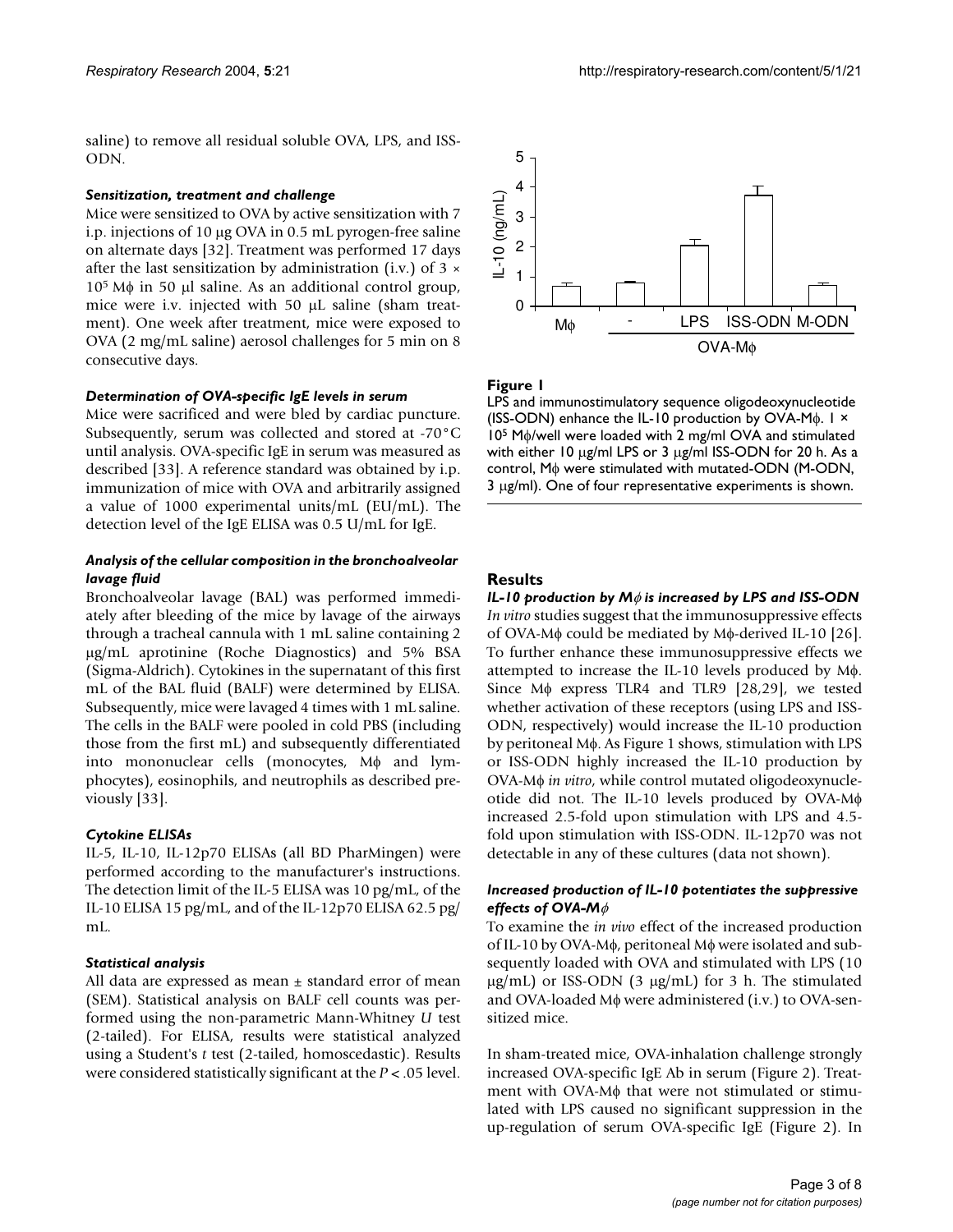saline) to remove all residual soluble OVA, LPS, and ISS-ODN.

### *Sensitization, treatment and challenge*

Mice were sensitized to OVA by active sensitization with 7 i.p. injections of 10 μg OVA in 0.5 mL pyrogen-free saline on alternate days [32]. Treatment was performed 17 days after the last sensitization by administration (i.v.) of $3 \times 10^5$ Mϕ in 50 μl saline. As an additional control group, mice were i.v. injected with 50 μL saline (sham treatment). One week after treatment, mice were exposed to OVA (2 mg/mL saline) aerosol challenges for 5 min on 8 consecutive days.

### *Determination of OVA-specific IgE levels in serum*

Mice were sacrificed and were bled by cardiac puncture. Subsequently, serum was collected and stored at -70°C until analysis. OVA-specific IgE in serum was measured as described [33]. A reference standard was obtained by i.p. immunization of mice with OVA and arbitrarily assigned a value of 1000 experimental units/mL (EU/mL). The detection level of the IgE ELISA was 0.5 U/mL for IgE.

### *Analysis of the cellular composition in the bronchoalveolar lavage fluid*

Bronchoalveolar lavage (BAL) was performed immediately after bleeding of the mice by lavage of the airways through a tracheal cannula with 1 mL saline containing 2 μg/mL aprotinine (Roche Diagnostics) and 5% BSA (Sigma-Aldrich). Cytokines in the supernatant of this first mL of the BAL fluid (BALF) were determined by ELISA. Subsequently, mice were lavaged 4 times with 1 mL saline. The cells in the BALF were pooled in cold PBS (including those from the first mL) and subsequently differentiated into mononuclear cells (monocytes, Mϕ and lymphocytes), eosinophils, and neutrophils as described previously [33].

### *Cytokine ELISAs*

IL-5, IL-10, IL-12p70 ELISAs (all BD PharMingen) were performed according to the manufacturer's instructions. The detection limit of the IL-5 ELISA was 10 pg/mL, of the IL-10 ELISA 15 pg/mL, and of the IL-12p70 ELISA 62.5 pg/mL.

### *Statistical analysis*

All data are expressed as mean ± standard error of mean (SEM). Statistical analysis on BALF cell counts was performed using the non-parametric Mann-Whitney *U* test (2-tailed). For ELISA, results were statistical analyzed using a Student's *t* test (2-tailed, homoscedastic). Results were considered statistically significant at the $P < .05$ level.

**Figure 1**

LPS and immunostimulatory sequence oligodeoxynucleotide (ISS-ODN) enhance the IL-10 production by OVA-Mϕ. $1 \times 10^5$ Mϕ/well were loaded with 2 mg/ml OVA and stimulated with either 10 μg/ml LPS or 3 μg/ml ISS-ODN for 20 h. As a control, Mϕ were stimulated with mutated-ODN (M-ODN, 3 μg/ml). One of four representative experiments is shown.

## Results

### *IL-10 production by Mϕ is increased by LPS and ISS-ODN*

*In vitro* studies suggest that the immunosuppressive effects of OVA-Mϕ could be mediated by Mϕ-derived IL-10 [26]. To further enhance these immunosuppressive effects we attempted to increase the IL-10 levels produced by Mϕ. Since Mϕ express TLR4 and TLR9 [28,29], we tested whether activation of these receptors (using LPS and ISS-ODN, respectively) would increase the IL-10 production by peritoneal Mϕ. As Figure 1 shows, stimulation with LPS or ISS-ODN highly increased the IL-10 production by OVA-Mϕ *in vitro*, while control mutated oligodeoxynucleotide did not. The IL-10 levels produced by OVA-Mϕ increased 2.5-fold upon stimulation with LPS and 4.5-fold upon stimulation with ISS-ODN. IL-12p70 was not detectable in any of these cultures (data not shown).

### *Increased production of IL-10 potentiates the suppressive effects of OVA-Mϕ*

To examine the *in vivo* effect of the increased production of IL-10 by OVA-Mϕ, peritoneal Mϕ were isolated and subsequently loaded with OVA and stimulated with LPS (10 μg/mL) or ISS-ODN (3 μg/mL) for 3 h. The stimulated and OVA-loaded Mϕ were administered (i.v.) to OVA-sensitized mice.

In sham-treated mice, OVA-inhalation challenge strongly increased OVA-specific IgE Ab in serum (Figure 2). Treatment with OVA-Mϕ that were not stimulated or stimulated with LPS caused no significant suppression in the up-regulation of serum OVA-specific IgE (Figure 2). In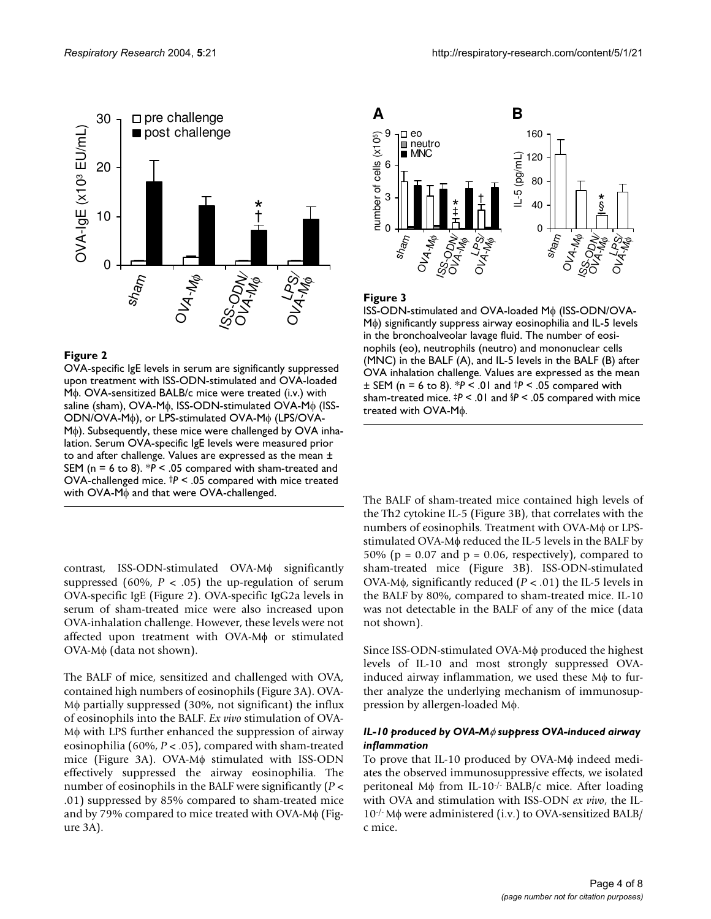**Figure 2**

OVA-specific IgE levels in serum are significantly suppressed upon treatment with ISS-ODN-stimulated and OVA-loaded Mϕ. OVA-sensitized BALB/c mice were treated (i.v.) with saline (sham), OVA-Mϕ, ISS-ODN-stimulated OVA-Mϕ (ISS-ODN/OVA-Mϕ), or LPS-stimulated OVA-Mϕ (LPS/OVA-Mϕ). Subsequently, these mice were challenged by OVA inhalation. Serum OVA-specific IgE levels were measured prior to and after challenge. Values are expressed as the mean ± SEM (n = 6 to 8). *$P < .05$ compared with sham-treated and OVA-challenged mice. †$P < .05$ compared with mice treated with OVA-Mϕ and that were OVA-challenged.

**Figure 3**

ISS-ODN-stimulated and OVA-loaded Mϕ (ISS-ODN/OVA-Mϕ) significantly suppress airway eosinophilia and IL-5 levels in the bronchoalveolar lavage fluid. The number of eosinophils (eo), neutrophils (neutro) and mononuclear cells (MNC) in the BALF (A), and IL-5 levels in the BALF (B) after OVA inhalation challenge. Values are expressed as the mean ± SEM (n = 6 to 8). *$P < .01$ and †$P < .05$ compared with sham-treated mice. ‡$P < .01$ and §$P < .05$ compared with mice treated with OVA-Mϕ.

contrast, ISS-ODN-stimulated OVA-Mϕ significantly suppressed (60%, $P < .05$) the up-regulation of serum OVA-specific IgE (Figure 2). OVA-specific IgG2a levels in serum of sham-treated mice were also increased upon OVA-inhalation challenge. However, these levels were not affected upon treatment with OVA-Mϕ or stimulated OVA-Mϕ (data not shown).

The BALF of mice, sensitized and challenged with OVA, contained high numbers of eosinophils (Figure 3A). OVA-Mϕ partially suppressed (30%, not significant) the influx of eosinophils into the BALF. *Ex vivo* stimulation of OVA-Mϕ with LPS further enhanced the suppression of airway eosinophilia (60%, $P < .05$), compared with sham-treated mice (Figure 3A). OVA-Mϕ stimulated with ISS-ODN effectively suppressed the airway eosinophilia. The number of eosinophils in the BALF were significantly ($P < .01$) suppressed by 85% compared to sham-treated mice and by 79% compared to mice treated with OVA-Mϕ (Figure 3A).

The BALF of sham-treated mice contained high levels of the Th2 cytokine IL-5 (Figure 3B), that correlates with the numbers of eosinophils. Treatment with OVA-Mϕ or LPS-stimulated OVA-Mϕ reduced the IL-5 levels in the BALF by 50% (p = 0.07 and p = 0.06, respectively), compared to sham-treated mice (Figure 3B). ISS-ODN-stimulated OVA-Mϕ, significantly reduced ($P < .01$) the IL-5 levels in the BALF by 80%, compared to sham-treated mice. IL-10 was not detectable in the BALF of any of the mice (data not shown).

Since ISS-ODN-stimulated OVA-Mϕ produced the highest levels of IL-10 and most strongly suppressed OVA-induced airway inflammation, we used these Mϕ to further analyze the underlying mechanism of immunosuppression by allergen-loaded Mϕ.

### *IL-10 produced by OVA-Mϕ suppress OVA-induced airway inflammation*

To prove that IL-10 produced by OVA-Mϕ indeed mediates the observed immunosuppressive effects, we isolated peritoneal Mϕ from IL-10$^{-/-}$ BALB/c mice. After loading with OVA and stimulation with ISS-ODN *ex vivo*, the IL-10$^{-/-}$ Mϕ were administered (i.v.) to OVA-sensitized BALB/c mice.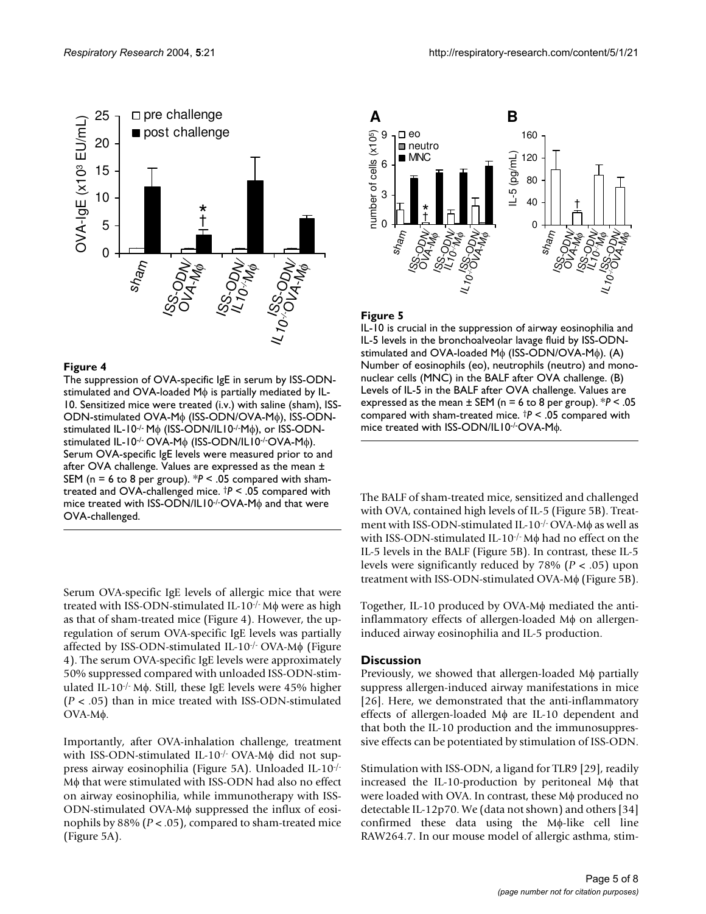**Figure 4**

The suppression of OVA-specific IgE in serum by ISS-ODN-stimulated and OVA-loaded Mϕ is partially mediated by IL-10. Sensitized mice were treated (i.v.) with saline (sham), ISS-ODN-stimulated OVA-Mϕ (ISS-ODN/OVA-Mϕ), ISS-ODN-stimulated IL-10$^{-/-}$ Mϕ (ISS-ODN/IL10$^{-/-}$Mϕ), or ISS-ODN-stimulated IL-10$^{-/-}$ OVA-Mϕ (ISS-ODN/IL10$^{-/-}$OVA-Mϕ). Serum OVA-specific IgE levels were measured prior to and after OVA challenge. Values are expressed as the mean ± SEM (n = 6 to 8 per group). \**P* < .05 compared with sham-treated and OVA-challenged mice. †*P* < .05 compared with mice treated with ISS-ODN/IL10$^{-/-}$OVA-Mϕ and that were OVA-challenged.

**Figure 5**

IL-10 is crucial in the suppression of airway eosinophilia and IL-5 levels in the bronchoalveolar lavage fluid by ISS-ODN-stimulated and OVA-loaded Mϕ (ISS-ODN/OVA-Mϕ). (A) Number of eosinophils (eo), neutrophils (neutro) and mononuclear cells (MNC) in the BALF after OVA challenge. (B) Levels of IL-5 in the BALF after OVA challenge. Values are expressed as the mean ± SEM (n = 6 to 8 per group). \**P* < .05 compared with sham-treated mice. †*P* < .05 compared with mice treated with ISS-ODN/IL10$^{-/-}$OVA-Mϕ.

Serum OVA-specific IgE levels of allergic mice that were treated with ISS-ODN-stimulated IL-10$^{-/-}$ Mϕ were as high as that of sham-treated mice (Figure 4). However, the upregulation of serum OVA-specific IgE levels was partially affected by ISS-ODN-stimulated IL-10$^{-/-}$ OVA-Mϕ (Figure 4). The serum OVA-specific IgE levels were approximately 50% suppressed compared with unloaded ISS-ODN-stimulated IL-10$^{-/-}$ Mϕ. Still, these IgE levels were 45% higher ($P < .05$) than in mice treated with ISS-ODN-stimulated OVA-Mϕ.

Importantly, after OVA-inhalation challenge, treatment with ISS-ODN-stimulated IL-10$^{-/-}$ OVA-Mϕ did not suppress airway eosinophilia (Figure 5A). Unloaded IL-10$^{-/-}$ Mϕ that were stimulated with ISS-ODN had also no effect on airway eosinophilia, while immunotherapy with ISS-ODN-stimulated OVA-Mϕ suppressed the influx of eosinophils by 88% ($P < .05$), compared to sham-treated mice (Figure 5A).

The BALF of sham-treated mice, sensitized and challenged with OVA, contained high levels of IL-5 (Figure 5B). Treatment with ISS-ODN-stimulated IL-10$^{-/-}$ OVA-Mϕ as well as with ISS-ODN-stimulated IL-10$^{-/-}$ Mϕ had no effect on the IL-5 levels in the BALF (Figure 5B). In contrast, these IL-5 levels were significantly reduced by 78% ($P < .05$) upon treatment with ISS-ODN-stimulated OVA-Mϕ (Figure 5B).

Together, IL-10 produced by OVA-Mϕ mediated the anti-inflammatory effects of allergen-loaded Mϕ on allergen-induced airway eosinophilia and IL-5 production.

## Discussion

Previously, we showed that allergen-loaded Mϕ partially suppress allergen-induced airway manifestations in mice [26]. Here, we demonstrated that the anti-inflammatory effects of allergen-loaded Mϕ are IL-10 dependent and that both the IL-10 production and the immunosuppressive effects can be potentiated by stimulation of ISS-ODN.

Stimulation with ISS-ODN, a ligand for TLR9 [29], readily increased the IL-10-production by peritoneal Mϕ that were loaded with OVA. In contrast, these Mϕ produced no detectable IL-12p70. We (data not shown) and others [34] confirmed these data using the Mϕ-like cell line RAW264.7. In our mouse model of allergic asthma, stim-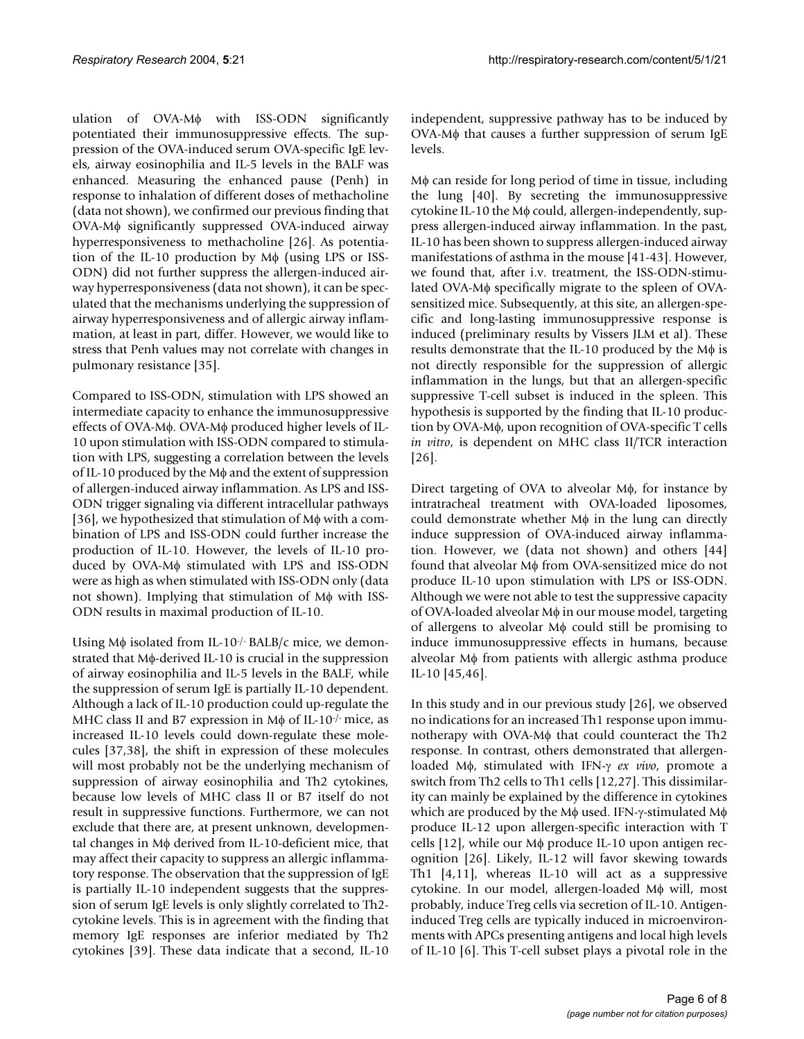ulation of OVA-Mϕ with ISS-ODN significantly potentiated their immunosuppressive effects. The suppression of the OVA-induced serum OVA-specific IgE levels, airway eosinophilia and IL-5 levels in the BALF was enhanced. Measuring the enhanced pause (Penh) in response to inhalation of different doses of methacholine (data not shown), we confirmed our previous finding that OVA-Mϕ significantly suppressed OVA-induced airway hyperresponsiveness to methacholine [26]. As potentiation of the IL-10 production by Mϕ (using LPS or ISS-ODN) did not further suppress the allergen-induced airway hyperresponsiveness (data not shown), it can be speculated that the mechanisms underlying the suppression of airway hyperresponsiveness and of allergic airway inflammation, at least in part, differ. However, we would like to stress that Penh values may not correlate with changes in pulmonary resistance [35].

Compared to ISS-ODN, stimulation with LPS showed an intermediate capacity to enhance the immunosuppressive effects of OVA-Mϕ. OVA-Mϕ produced higher levels of IL-10 upon stimulation with ISS-ODN compared to stimulation with LPS, suggesting a correlation between the levels of IL-10 produced by the Mϕ and the extent of suppression of allergen-induced airway inflammation. As LPS and ISS-ODN trigger signaling via different intracellular pathways [36], we hypothesized that stimulation of Mϕ with a combination of LPS and ISS-ODN could further increase the production of IL-10. However, the levels of IL-10 produced by OVA-Mϕ stimulated with LPS and ISS-ODN were as high as when stimulated with ISS-ODN only (data not shown). Implying that stimulation of Mϕ with ISS-ODN results in maximal production of IL-10.

Using Mϕ isolated from IL-10$^{-/-}$ BALB/c mice, we demonstrated that Mϕ-derived IL-10 is crucial in the suppression of airway eosinophilia and IL-5 levels in the BALF, while the suppression of serum IgE is partially IL-10 dependent. Although a lack of IL-10 production could up-regulate the MHC class II and B7 expression in Mϕ of IL-10$^{-/-}$ mice, as increased IL-10 levels could down-regulate these molecules [37,38], the shift in expression of these molecules will most probably not be the underlying mechanism of suppression of airway eosinophilia and Th2 cytokines, because low levels of MHC class II or B7 itself do not result in suppressive functions. Furthermore, we can not exclude that there are, at present unknown, developmental changes in Mϕ derived from IL-10-deficient mice, that may affect their capacity to suppress an allergic inflammatory response. The observation that the suppression of IgE is partially IL-10 independent suggests that the suppression of serum IgE levels is only slightly correlated to Th2-cytokine levels. This is in agreement with the finding that memory IgE responses are inferior mediated by Th2 cytokines [39]. These data indicate that a second, IL-10 independent, suppressive pathway has to be induced by OVA-Mϕ that causes a further suppression of serum IgE levels.

Mϕ can reside for long period of time in tissue, including the lung [40]. By secreting the immunosuppressive cytokine IL-10 the Mϕ could, allergen-independently, suppress allergen-induced airway inflammation. In the past, IL-10 has been shown to suppress allergen-induced airway manifestations of asthma in the mouse [41-43]. However, we found that, after i.v. treatment, the ISS-ODN-stimulated OVA-Mϕ specifically migrate to the spleen of OVA-sensitized mice. Subsequently, at this site, an allergen-specific and long-lasting immunosuppressive response is induced (preliminary results by Vissers JLM et al). These results demonstrate that the IL-10 produced by the Mϕ is not directly responsible for the suppression of allergic inflammation in the lungs, but that an allergen-specific suppressive T-cell subset is induced in the spleen. This hypothesis is supported by the finding that IL-10 production by OVA-Mϕ, upon recognition of OVA-specific T cells *in vitro*, is dependent on MHC class II/TCR interaction [26].

Direct targeting of OVA to alveolar Mϕ, for instance by intratracheal treatment with OVA-loaded liposomes, could demonstrate whether Mϕ in the lung can directly induce suppression of OVA-induced airway inflammation. However, we (data not shown) and others [44] found that alveolar Mϕ from OVA-sensitized mice do not produce IL-10 upon stimulation with LPS or ISS-ODN. Although we were not able to test the suppressive capacity of OVA-loaded alveolar Mϕ in our mouse model, targeting of allergens to alveolar Mϕ could still be promising to induce immunosuppressive effects in humans, because alveolar Mϕ from patients with allergic asthma produce IL-10 [45,46].

In this study and in our previous study [26], we observed no indications for an increased Th1 response upon immunotherapy with OVA-Mϕ that could counteract the Th2 response. In contrast, others demonstrated that allergen-loaded Mϕ, stimulated with IFN-γ *ex vivo*, promote a switch from Th2 cells to Th1 cells [12,27]. This dissimilarity can mainly be explained by the difference in cytokines which are produced by the Mϕ used. IFN-γ-stimulated Mϕ produce IL-12 upon allergen-specific interaction with T cells [12], while our Mϕ produce IL-10 upon antigen recognition [26]. Likely, IL-12 will favor skewing towards Th1 [4,11], whereas IL-10 will act as a suppressive cytokine. In our model, allergen-loaded Mϕ will, most probably, induce Treg cells via secretion of IL-10. Antigen-induced Treg cells are typically induced in microenvironments with APCs presenting antigens and local high levels of IL-10 [6]. This T-cell subset plays a pivotal role in the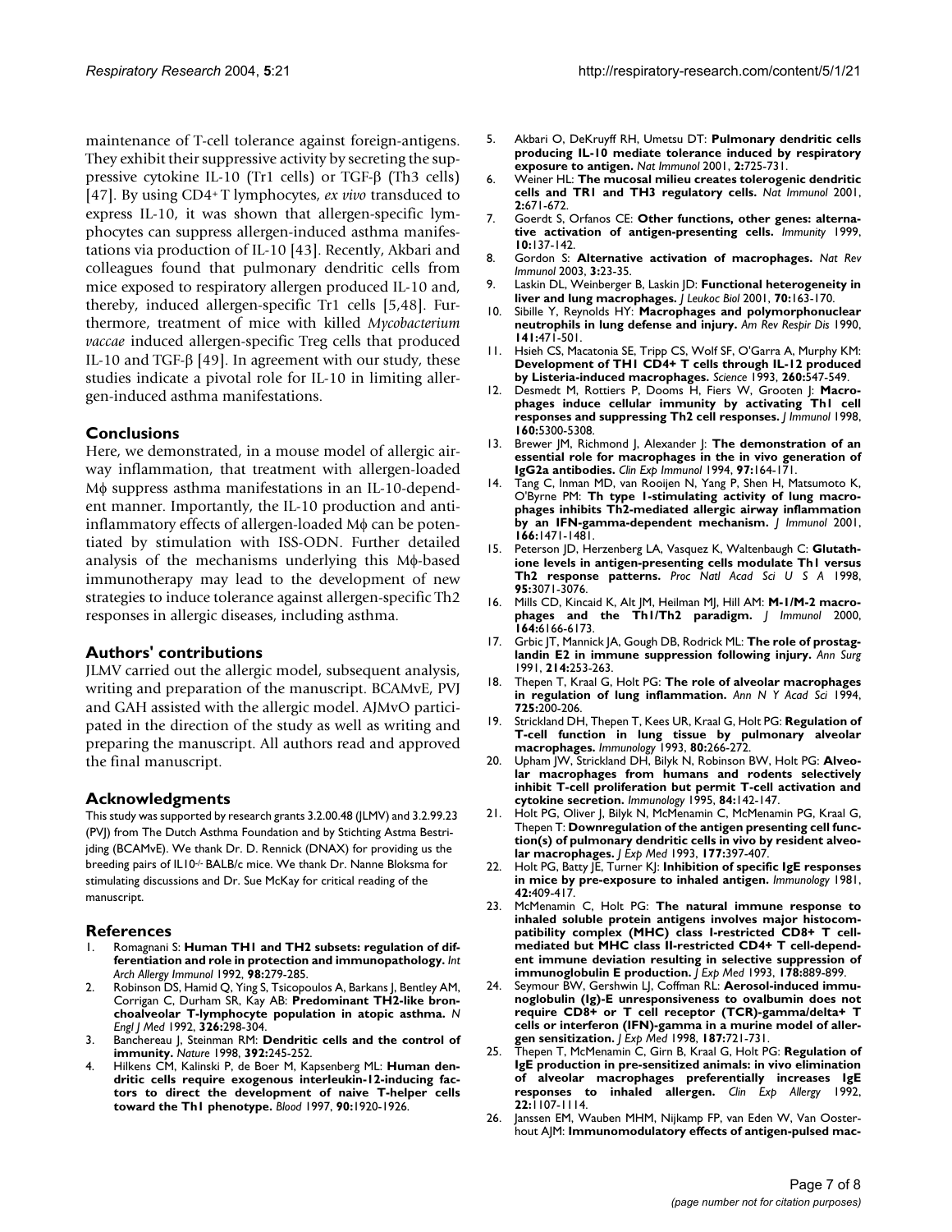maintenance of T-cell tolerance against foreign-antigens. They exhibit their suppressive activity by secreting the suppressive cytokine IL-10 (Tr1 cells) or TGF-β (Th3 cells) [47]. By using $CD4^+$ T lymphocytes, *ex vivo* transduced to express IL-10, it was shown that allergen-specific lymphocytes can suppress allergen-induced asthma manifestations via production of IL-10 [43]. Recently, Akbari and colleagues found that pulmonary dendritic cells from mice exposed to respiratory allergen produced IL-10 and, thereby, induced allergen-specific Tr1 cells [5,48]. Furthermore, treatment of mice with killed *Mycobacterium vaccae* induced allergen-specific Treg cells that produced IL-10 and TGF-β [49]. In agreement with our study, these studies indicate a pivotal role for IL-10 in limiting allergen-induced asthma manifestations.

## Conclusions

Here, we demonstrated, in a mouse model of allergic airway inflammation, that treatment with allergen-loaded Mϕ suppress asthma manifestations in an IL-10-dependent manner. Importantly, the IL-10 production and anti-inflammatory effects of allergen-loaded Mϕ can be potentiated by stimulation with ISS-ODN. Further detailed analysis of the mechanisms underlying this Mϕ-based immunotherapy may lead to the development of new strategies to induce tolerance against allergen-specific Th2 responses in allergic diseases, including asthma.

## Authors' contributions

JLMV carried out the allergic model, subsequent analysis, writing and preparation of the manuscript. BCAMvE, PVJ and GAH assisted with the allergic model. AJMvO participated in the direction of the study as well as writing and preparing the manuscript. All authors read and approved the final manuscript.

## Acknowledgments

This study was supported by research grants 3.2.00.48 (JLMV) and 3.2.99.23 (PVJ) from The Dutch Asthma Foundation and by Stichting Astma Bestrijding (BCAMvE). We thank Dr. D. Rennick (DNAX) for providing us the breeding pairs of IL10-/- BALB/c mice. We thank Dr. Nanne Bloksma for stimulating discussions and Dr. Sue McKay for critical reading of the manuscript.

## References

1. Romagnani S: **Human TH1 and TH2 subsets: regulation of differentiation and role in protection and immunopathology.** *Int Arch Allergy Immunol* 1992, **98:**279-285.
2. Robinson DS, Hamid Q, Ying S, Tsicopoulos A, Barkans J, Bentley AM, Corrigan C, Durham SR, Kay AB: **Predominant TH2-like bronchoalveolar T-lymphocyte population in atopic asthma.** *N Engl J Med* 1992, **326:**298-304.
3. Banchereau J, Steinman RM: **Dendritic cells and the control of immunity.** *Nature* 1998, **392:**245-252.
4. Hilkens CM, Kalinski P, de Boer M, Kapsenberg ML: **Human dendritic cells require exogenous interleukin-12-inducing factors to direct the development of naive T-helper cells toward the Th1 phenotype.** *Blood* 1997, **90:**1920-1926.
5. Akbari O, DeKruyff RH, Umetsu DT: **Pulmonary dendritic cells producing IL-10 mediate tolerance induced by respiratory exposure to antigen.** *Nat Immunol* 2001, **2:**725-731.
6. Weiner HL: **The mucosal milieu creates tolerogenic dendritic cells and TR1 and TH3 regulatory cells.** *Nat Immunol* 2001, **2:**671-672.
7. Goerdt S, Orfanos CE: **Other functions, other genes: alternative activation of antigen-presenting cells.** *Immunity* 1999, **10:**137-142.
8. Gordon S: **Alternative activation of macrophages.** *Nat Rev Immunol* 2003, **3:**23-35.
9. Laskin DL, Weinberger B, Laskin JD: **Functional heterogeneity in liver and lung macrophages.** *J Leukoc Biol* 2001, **70:**163-170.
10. Sibille Y, Reynolds HY: **Macrophages and polymorphonuclear neutrophils in lung defense and injury.** *Am Rev Respir Dis* 1990, **141:**471-501.
11. Hsieh CS, Macatonia SE, Tripp CS, Wolf SF, O'Garra A, Murphy KM: **Development of TH1 CD4+ T cells through IL-12 produced by Listeria-induced macrophages.** *Science* 1993, **260:**547-549.
12. Desmedt M, Rottiers P, Dooms H, Fiers W, Grooten J: **Macrophages induce cellular immunity by activating Th1 cell responses and suppressing Th2 cell responses.** *J Immunol* 1998, **160:**5300-5308.
13. Brewer JM, Richmond J, Alexander J: **The demonstration of an essential role for macrophages in the in vivo generation of IgG2a antibodies.** *Clin Exp Immunol* 1994, **97:**164-171.
14. Tang C, Inman MD, van Rooijen N, Yang P, Shen H, Matsumoto K, O'Byrne PM: **Th type 1-stimulating activity of lung macrophages inhibits Th2-mediated allergic airway inflammation by an IFN-gamma-dependent mechanism.** *J Immunol* 2001, **166:**1471-1481.
15. Peterson JD, Herzenberg LA, Vasquez K, Waltenbaugh C: **Glutathione levels in antigen-presenting cells modulate Th1 versus Th2 response patterns.** *Proc Natl Acad Sci U S A* 1998, **95:**3071-3076.
16. Mills CD, Kincaid K, Alt JM, Heilman MJ, Hill AM: **M-1/M-2 macrophages and the Th1/Th2 paradigm.** *J Immunol* 2000, **164:**6166-6173.
17. Grbic JT, Mannick JA, Gough DB, Rodrick ML: **The role of prostaglandin E2 in immune suppression following injury.** *Ann Surg* 1991, **214:**253-263.
18. Thepen T, Kraal G, Holt PG: **The role of alveolar macrophages in regulation of lung inflammation.** *Ann N Y Acad Sci* 1994, **725:**200-206.
19. Strickland DH, Thepen T, Kees UR, Kraal G, Holt PG: **Regulation of T-cell function in lung tissue by pulmonary alveolar macrophages.** *Immunology* 1993, **80:**266-272.
20. Upham JW, Strickland DH, Bilyk N, Robinson BW, Holt PG: **Alveolar macrophages from humans and rodents selectively inhibit T-cell proliferation but permit T-cell activation and cytokine secretion.** *Immunology* 1995, **84:**142-147.
21. Holt PG, Oliver J, Bilyk N, McMenamin C, McMenamin PG, Kraal G, Thepen T: **Downregulation of the antigen presenting cell function(s) of pulmonary dendritic cells in vivo by resident alveolar macrophages.** *J Exp Med* 1993, **177:**397-407.
22. Holt PG, Batty JE, Turner KJ: **Inhibition of specific IgE responses in mice by pre-exposure to inhaled antigen.** *Immunology* 1981, **42:**409-417.
23. McMenamin C, Holt PG: **The natural immune response to inhaled soluble protein antigens involves major histocompatibility complex (MHC) class I-restricted CD8+ T cell-mediated but MHC class II-restricted CD4+ T cell-dependent immune deviation resulting in selective suppression of immunoglobulin E production.** *J Exp Med* 1993, **178:**889-899.
24. Seymour BW, Gershwin LJ, Coffman RL: **Aerosol-induced immunoglobulin (Ig)-E unresponsiveness to ovalbumin does not require CD8+ or T cell receptor (TCR)-gamma/delta+ T cells or interferon (IFN)-gamma in a murine model of allergen sensitization.** *J Exp Med* 1998, **187:**721-731.
25. Thepen T, McMenamin C, Girn B, Kraal G, Holt PG: **Regulation of IgE production in pre-sensitized animals: in vivo elimination of alveolar macrophages preferentially increases IgE responses to inhaled allergen.** *Clin Exp Allergy* 1992, **22:**1107-1114.
26. Janssen EM, Wauben MHM, Nijkamp FP, van Eden W, Van Oosterhout AJM: **Immunomodulatory effects of antigen-pulsed mac-**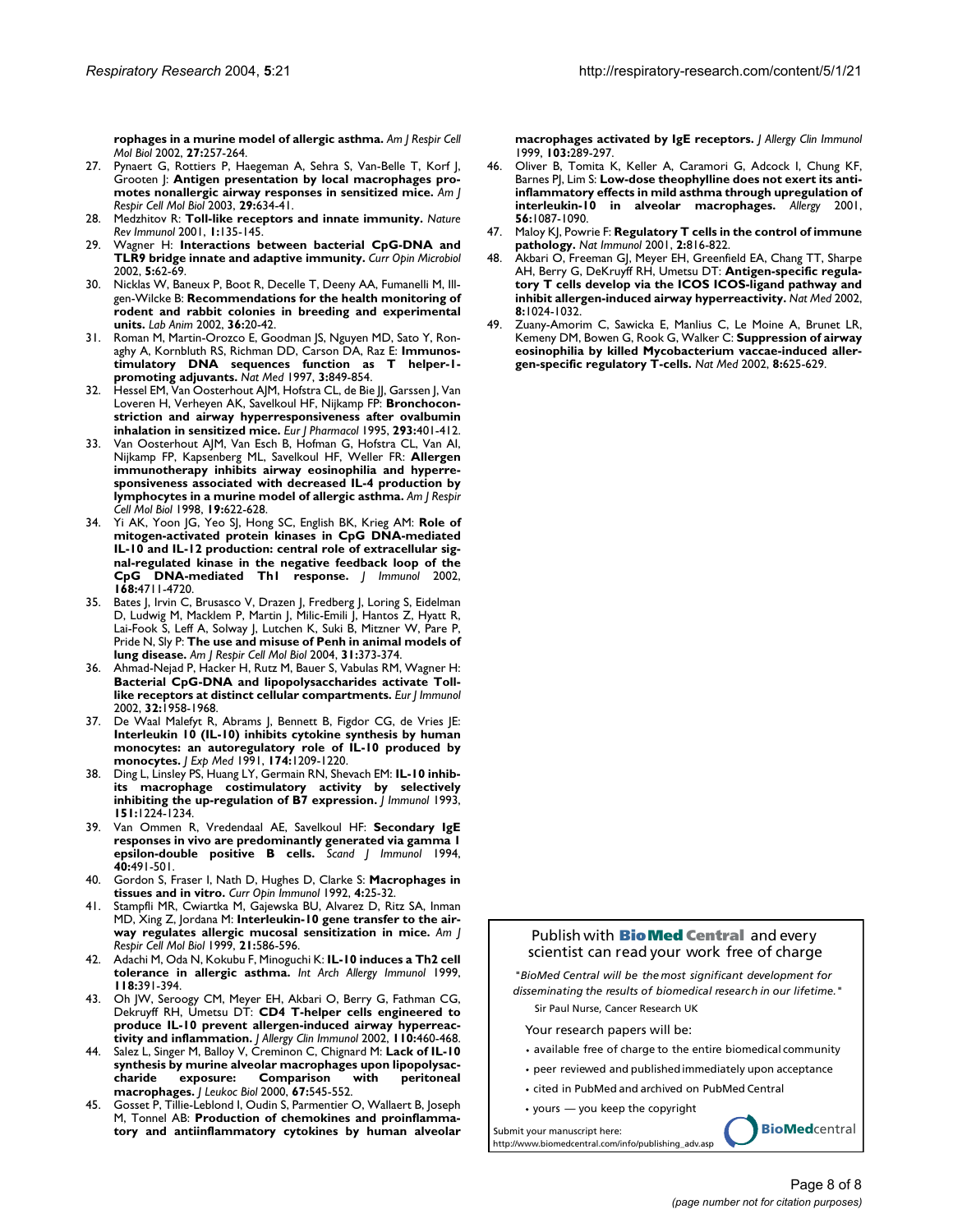rophages in a murine model of allergic asthma. *Am J Respir Cell Mol Biol* 2002, **27**:257-264.

27. Pynaert G, Rottiers P, Haegeman A, Sehra S, Van-Belle T, Korf J, Grooten J: **Antigen presentation by local macrophages promotes nonallergic airway responses in sensitized mice.** *Am J Respir Cell Mol Biol* 2003, **29**:634-41.
28. Medzhitov R: **Toll-like receptors and innate immunity.** *Nature Rev Immunol* 2001, **1**:135-145.
29. Wagner H: **Interactions between bacterial CpG-DNA and TLR9 bridge innate and adaptive immunity.** *Curr Opin Microbiol* 2002, **5**:62-69.
30. Nicklas W, Baneux P, Boot R, Decelle T, Deeny AA, Fumanelli M, Illgen-Wilcke B: **Recommendations for the health monitoring of rodent and rabbit colonies in breeding and experimental units.** *Lab Anim* 2002, **36**:20-42.
31. Roman M, Martin-Orozco E, Goodman JS, Nguyen MD, Sato Y, Ronaghy A, Kornbluth RS, Richman DD, Carson DA, Raz E: **Immunostimulatory DNA sequences function as T helper-1-promoting adjuvants.** *Nat Med* 1997, **3**:849-854.
32. Hessel EM, Van Oosterhout AJM, Hofstra CL, de Bie JJ, Garssen J, Van Loveren H, Verheyen AK, Savelkoul HF, Nijkamp FP: **Bronchoconstriction and airway hyperresponsiveness after ovalbumin inhalation in sensitized mice.** *Eur J Pharmacol* 1995, **293**:401-412.
33. Van Oosterhout AJM, Van Esch B, Hofman G, Hofstra CL, Van Al, Nijkamp FP, Kapsenberg ML, Savelkoul HF, Weller FR: **Allergen immunotherapy inhibits airway eosinophilia and hyperresponsiveness associated with decreased IL-4 production by lymphocytes in a murine model of allergic asthma.** *Am J Respir Cell Mol Biol* 1998, **19**:622-628.
34. Yi AK, Yoon JG, Yeo SJ, Hong SC, English BK, Krieg AM: **Role of mitogen-activated protein kinases in CpG DNA-mediated IL-10 and IL-12 production: central role of extracellular signal-regulated kinase in the negative feedback loop of the CpG DNA-mediated Th1 response.** *J Immunol* 2002, **168**:4711-4720.
35. Bates J, Irvin C, Brusasco V, Drazen J, Fredberg J, Loring S, Eidelman D, Ludwig M, Macklem P, Martin J, Milic-Emili J, Hantos Z, Hyatt R, Lai-Fook S, Leff A, Solway J, Lutchen K, Suki B, Mitzner W, Pare P, Pride N, Sly P: **The use and misuse of Penh in animal models of lung disease.** *Am J Respir Cell Mol Biol* 2004, **31**:373-374.
36. Ahmad-Nejad P, Hacker H, Rutz M, Bauer S, Vabulas RM, Wagner H: **Bacterial CpG-DNA and lipopolysaccharides activate Toll-like receptors at distinct cellular compartments.** *Eur J Immunol* 2002, **32**:1958-1968.
37. De Waal Malefyt R, Abrams J, Bennett B, Figdor CG, de Vries JE: **Interleukin 10 (IL-10) inhibits cytokine synthesis by human monocytes: an autoregulatory role of IL-10 produced by monocytes.** *J Exp Med* 1991, **174**:1209-1220.
38. Ding L, Linsley PS, Huang LY, Germain RN, Shevach EM: **IL-10 inhibits macrophage costimulatory activity by selectively inhibiting the up-regulation of B7 expression.** *J Immunol* 1993, **151**:1224-1234.
39. Van Ommen R, Vredendaal AE, Savelkoul HF: **Secondary IgE responses in vivo are predominantly generated via gamma 1 epsilon-double positive B cells.** *Scand J Immunol* 1994, **40**:491-501.
40. Gordon S, Fraser I, Nath D, Hughes D, Clarke S: **Macrophages in tissues and in vitro.** *Curr Opin Immunol* 1992, **4**:25-32.
41. Stampfli MR, Cwiartka M, Gajewska BU, Alvarez D, Ritz SA, Inman MD, Xing Z, Jordana M: **Interleukin-10 gene transfer to the airway regulates allergic mucosal sensitization in mice.** *Am J Respir Cell Mol Biol* 1999, **21**:586-596.
42. Adachi M, Oda N, Kokubu F, Minoguchi K: **IL-10 induces a Th2 cell tolerance in allergic asthma.** *Int Arch Allergy Immunol* 1999, **118**:391-394.
43. Oh JW, Seroogy CM, Meyer EH, Akbari O, Berry G, Fathman CG, Dekruyff RH, Umetsu DT: **CD4 T-helper cells engineered to produce IL-10 prevent allergen-induced airway hyperreactivity and inflammation.** *J Allergy Clin Immunol* 2002, **110**:460-468.
44. Salez L, Singer M, Balloy V, Creminon C, Chignard M: **Lack of IL-10 synthesis by murine alveolar macrophages upon lipopolysaccharide exposure: Comparison with peritoneal macrophages.** *J Leukoc Biol* 2000, **67**:545-552.
45. Gosset P, Tillie-Leblond I, Oudin S, Parmentier O, Wallaert B, Joseph M, Tonnel AB: **Production of chemokines and proinflammatory and antiinflammatory cytokines by human alveolar macrophages activated by IgE receptors.** *J Allergy Clin Immunol* 1999, **103**:289-297.
46. Oliver B, Tomita K, Keller A, Caramori G, Adcock I, Chung KF, Barnes PJ, Lim S: **Low-dose theophylline does not exert its anti-inflammatory effects in mild asthma through upregulation of interleukin-10 in alveolar macrophages.** *Allergy* 2001, **56**:1087-1090.
47. Maloy KJ, Powrie F: **Regulatory T cells in the control of immune pathology.** *Nat Immunol* 2001, **2**:816-822.
48. Akbari O, Freeman GJ, Meyer EH, Greenfield EA, Chang TT, Sharpe AH, Berry G, DeKruyff RH, Umetsu DT: **Antigen-specific regulatory T cells develop via the ICOS ICOS-ligand pathway and inhibit allergen-induced airway hyperreactivity.** *Nat Med* 2002, **8**:1024-1032.
49. Zuany-Amorim C, Sawicka E, Manlius C, Le Moine A, Brunet LR, Kemeny DM, Bowen G, Rook G, Walker C: **Suppression of airway eosinophilia by killed Mycobacterium vaccae-induced allergen-specific regulatory T-cells.** *Nat Med* 2002, **8**:625-629.

Publish with **BioMed Central** and every scientist can read your work free of charge

*"BioMed Central will be the most significant development for disseminating the results of biomedical research in our lifetime."*
Sir Paul Nurse, Cancer Research UK

Your research papers will be:

- available free of charge to the entire biomedical community
- peer reviewed and published immediately upon acceptance
- cited in PubMed and archived on PubMed Central
- yours — you keep the copyright

Submit your manuscript here:
http://www.biomedcentral.com/info/publishing_adv.asp

**BioMed**central